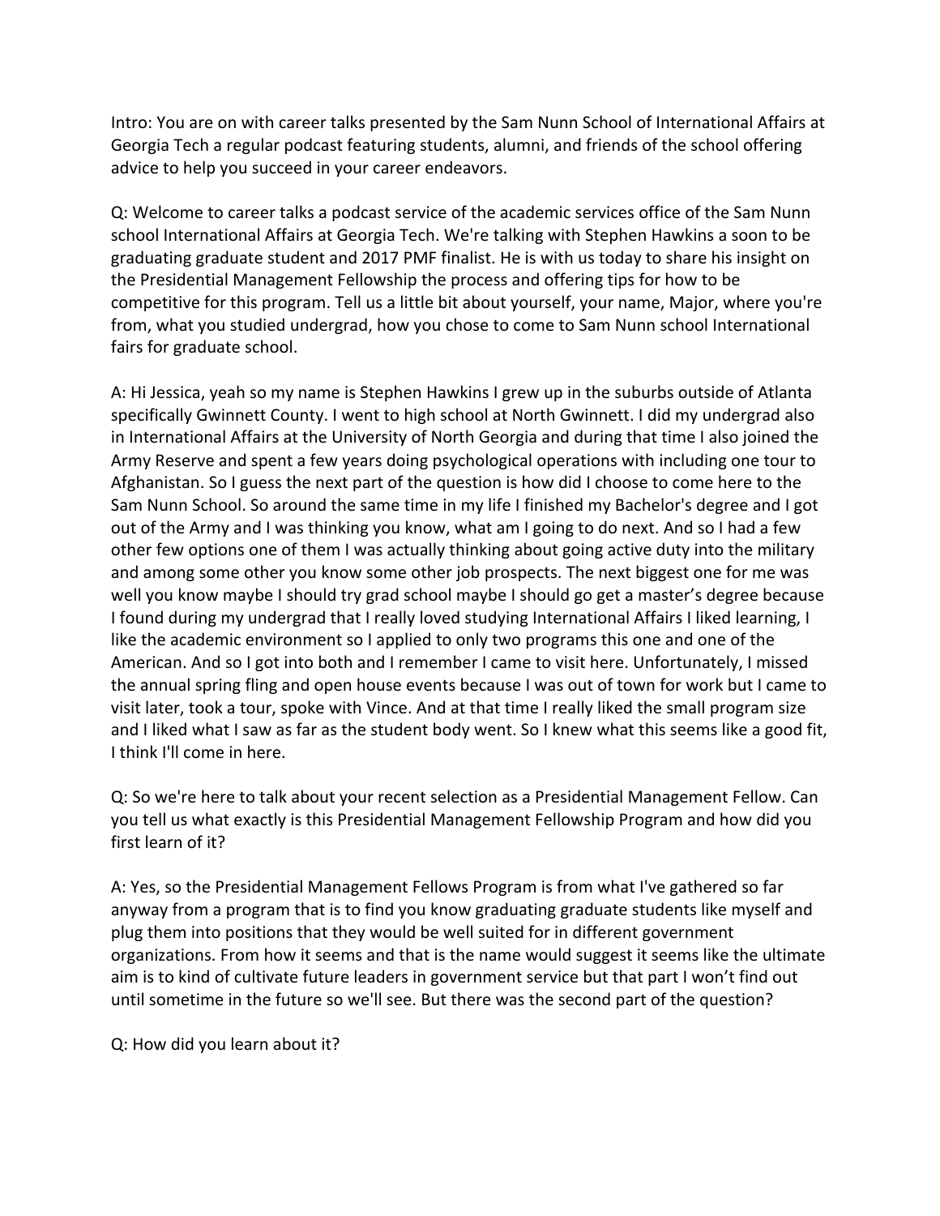Intro: You are on with career talks presented by the Sam Nunn School of International Affairs at Georgia Tech a regular podcast featuring students, alumni, and friends of the school offering advice to help you succeed in your career endeavors.

Q: Welcome to career talks a podcast service of the academic services office of the Sam Nunn school International Affairs at Georgia Tech. We're talking with Stephen Hawkins a soon to be graduating graduate student and 2017 PMF finalist. He is with us today to share his insight on the Presidential Management Fellowship the process and offering tips for how to be competitive for this program. Tell us a little bit about yourself, your name, Major, where you're from, what you studied undergrad, how you chose to come to Sam Nunn school International fairs for graduate school.

A: Hi Jessica, yeah so my name is Stephen Hawkins I grew up in the suburbs outside of Atlanta specifically Gwinnett County. I went to high school at North Gwinnett. I did my undergrad also in International Affairs at the University of North Georgia and during that time I also joined the Army Reserve and spent a few years doing psychological operations with including one tour to Afghanistan. So I guess the next part of the question is how did I choose to come here to the Sam Nunn School. So around the same time in my life I finished my Bachelor's degree and I got out of the Army and I was thinking you know, what am I going to do next. And so I had a few other few options one of them I was actually thinking about going active duty into the military and among some other you know some other job prospects. The next biggest one for me was well you know maybe I should try grad school maybe I should go get a master's degree because I found during my undergrad that I really loved studying International Affairs I liked learning, I like the academic environment so I applied to only two programs this one and one of the American. And so I got into both and I remember I came to visit here. Unfortunately, I missed the annual spring fling and open house events because I was out of town for work but I came to visit later, took a tour, spoke with Vince. And at that time I really liked the small program size and I liked what I saw as far as the student body went. So I knew what this seems like a good fit, I think I'll come in here.

Q: So we're here to talk about your recent selection as a Presidential Management Fellow. Can you tell us what exactly is this Presidential Management Fellowship Program and how did you first learn of it?

A: Yes, so the Presidential Management Fellows Program is from what I've gathered so far anyway from a program that is to find you know graduating graduate students like myself and plug them into positions that they would be well suited for in different government organizations. From how it seems and that is the name would suggest it seems like the ultimate aim is to kind of cultivate future leaders in government service but that part I won't find out until sometime in the future so we'll see. But there was the second part of the question?

Q: How did you learn about it?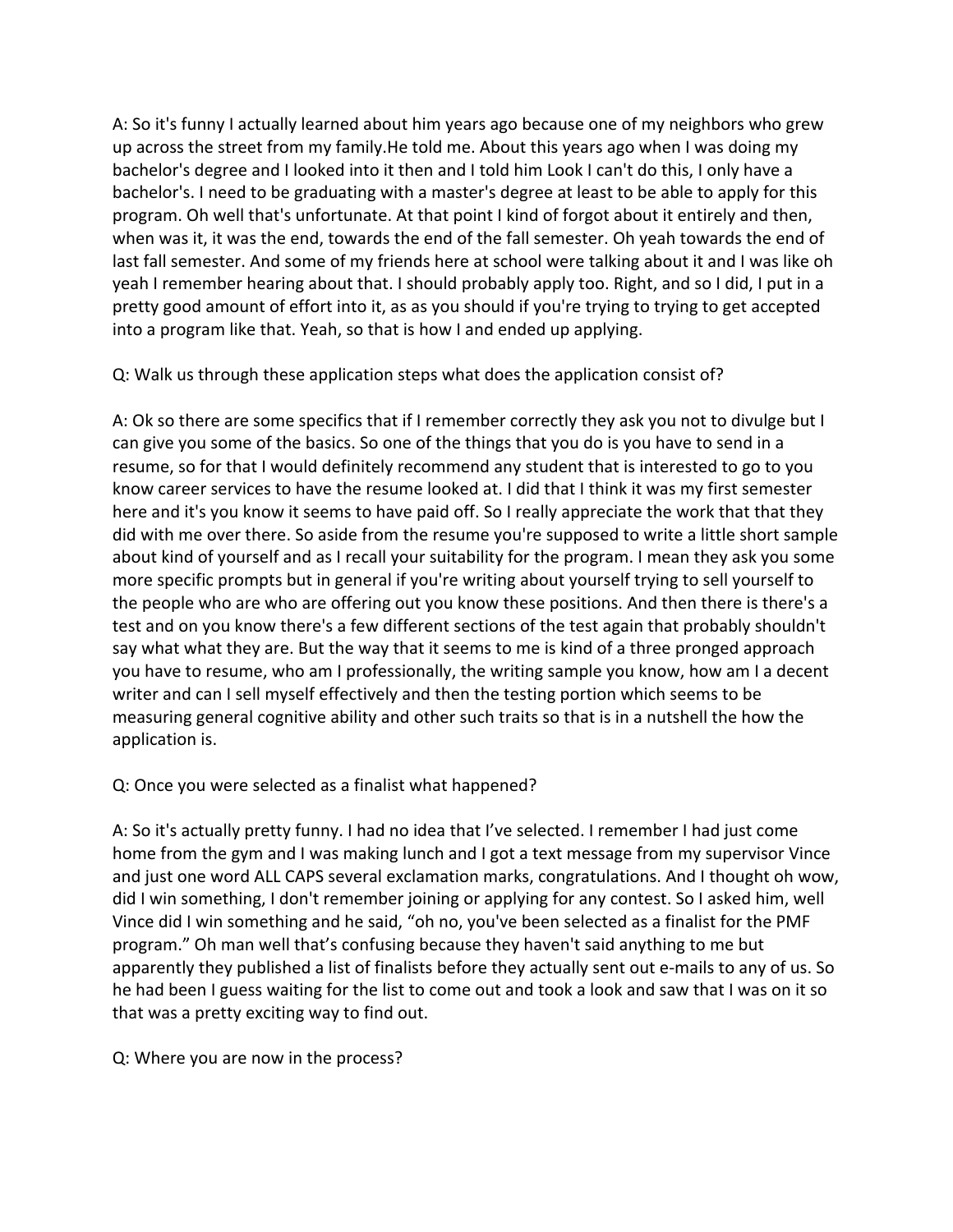A: So it's funny I actually learned about him years ago because one of my neighbors who grew up across the street from my family.He told me. About this years ago when I was doing my bachelor's degree and I looked into it then and I told him Look I can't do this, I only have a bachelor's. I need to be graduating with a master's degree at least to be able to apply for this program. Oh well that's unfortunate. At that point I kind of forgot about it entirely and then, when was it, it was the end, towards the end of the fall semester. Oh yeah towards the end of last fall semester. And some of my friends here at school were talking about it and I was like oh yeah I remember hearing about that. I should probably apply too. Right, and so I did, I put in a pretty good amount of effort into it, as as you should if you're trying to trying to get accepted into a program like that. Yeah, so that is how I and ended up applying.

Q: Walk us through these application steps what does the application consist of?

A: Ok so there are some specifics that if I remember correctly they ask you not to divulge but I can give you some of the basics. So one of the things that you do is you have to send in a resume, so for that I would definitely recommend any student that is interested to go to you know career services to have the resume looked at. I did that I think it was my first semester here and it's you know it seems to have paid off. So I really appreciate the work that that they did with me over there. So aside from the resume you're supposed to write a little short sample about kind of yourself and as I recall your suitability for the program. I mean they ask you some more specific prompts but in general if you're writing about yourself trying to sell yourself to the people who are who are offering out you know these positions. And then there is there's a test and on you know there's a few different sections of the test again that probably shouldn't say what what they are. But the way that it seems to me is kind of a three pronged approach you have to resume, who am I professionally, the writing sample you know, how am I a decent writer and can I sell myself effectively and then the testing portion which seems to be measuring general cognitive ability and other such traits so that is in a nutshell the how the application is.

Q: Once you were selected as a finalist what happened?

A: So it's actually pretty funny. I had no idea that I've selected. I remember I had just come home from the gym and I was making lunch and I got a text message from my supervisor Vince and just one word ALL CAPS several exclamation marks, congratulations. And I thought oh wow, did I win something, I don't remember joining or applying for any contest. So I asked him, well Vince did I win something and he said, "oh no, you've been selected as a finalist for the PMF program." Oh man well that's confusing because they haven't said anything to me but apparently they published a list of finalists before they actually sent out e-mails to any of us. So he had been I guess waiting for the list to come out and took a look and saw that I was on it so that was a pretty exciting way to find out.

Q: Where you are now in the process?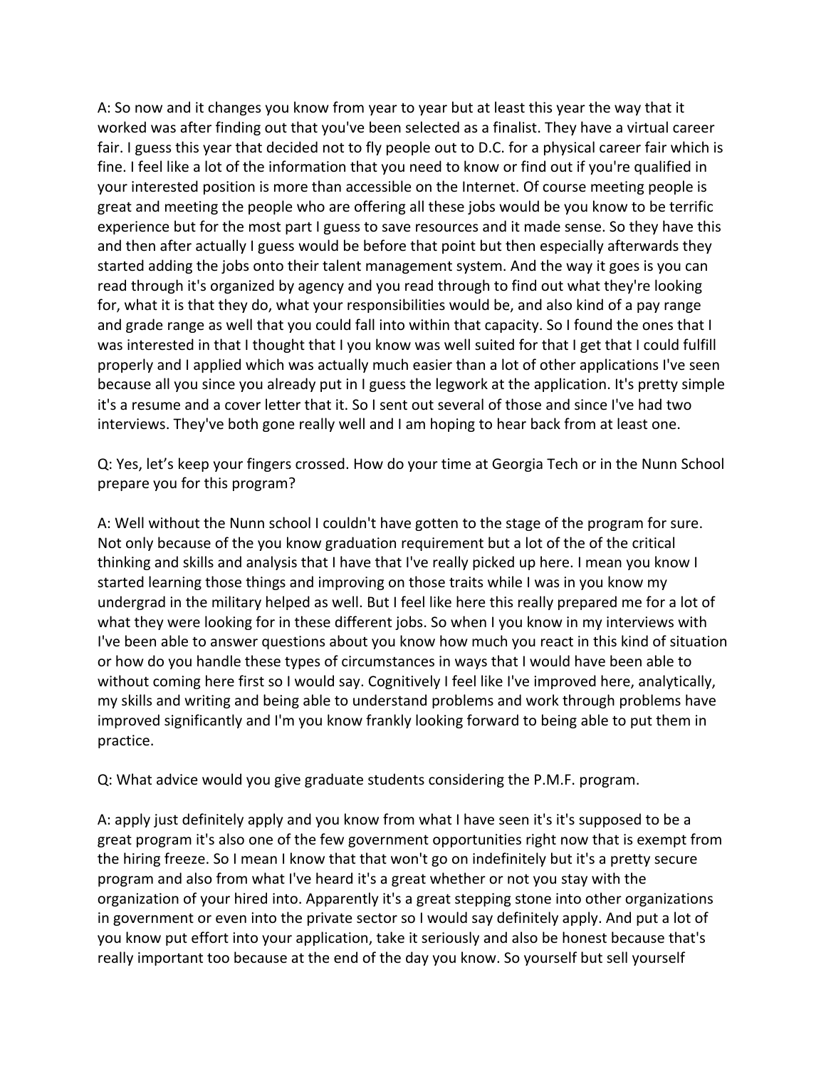A: So now and it changes you know from year to year but at least this year the way that it worked was after finding out that you've been selected as a finalist. They have a virtual career fair. I guess this year that decided not to fly people out to D.C. for a physical career fair which is fine. I feel like a lot of the information that you need to know or find out if you're qualified in your interested position is more than accessible on the Internet. Of course meeting people is great and meeting the people who are offering all these jobs would be you know to be terrific experience but for the most part I guess to save resources and it made sense. So they have this and then after actually I guess would be before that point but then especially afterwards they started adding the jobs onto their talent management system. And the way it goes is you can read through it's organized by agency and you read through to find out what they're looking for, what it is that they do, what your responsibilities would be, and also kind of a pay range and grade range as well that you could fall into within that capacity. So I found the ones that I was interested in that I thought that I you know was well suited for that I get that I could fulfill properly and I applied which was actually much easier than a lot of other applications I've seen because all you since you already put in I guess the legwork at the application. It's pretty simple it's a resume and a cover letter that it. So I sent out several of those and since I've had two interviews. They've both gone really well and I am hoping to hear back from at least one.

Q: Yes, let's keep your fingers crossed. How do your time at Georgia Tech or in the Nunn School prepare you for this program?

A: Well without the Nunn school I couldn't have gotten to the stage of the program for sure. Not only because of the you know graduation requirement but a lot of the of the critical thinking and skills and analysis that I have that I've really picked up here. I mean you know I started learning those things and improving on those traits while I was in you know my undergrad in the military helped as well. But I feel like here this really prepared me for a lot of what they were looking for in these different jobs. So when I you know in my interviews with I've been able to answer questions about you know how much you react in this kind of situation or how do you handle these types of circumstances in ways that I would have been able to without coming here first so I would say. Cognitively I feel like I've improved here, analytically, my skills and writing and being able to understand problems and work through problems have improved significantly and I'm you know frankly looking forward to being able to put them in practice.

Q: What advice would you give graduate students considering the P.M.F. program.

A: apply just definitely apply and you know from what I have seen it's it's supposed to be a great program it's also one of the few government opportunities right now that is exempt from the hiring freeze. So I mean I know that that won't go on indefinitely but it's a pretty secure program and also from what I've heard it's a great whether or not you stay with the organization of your hired into. Apparently it's a great stepping stone into other organizations in government or even into the private sector so I would say definitely apply. And put a lot of you know put effort into your application, take it seriously and also be honest because that's really important too because at the end of the day you know. So yourself but sell yourself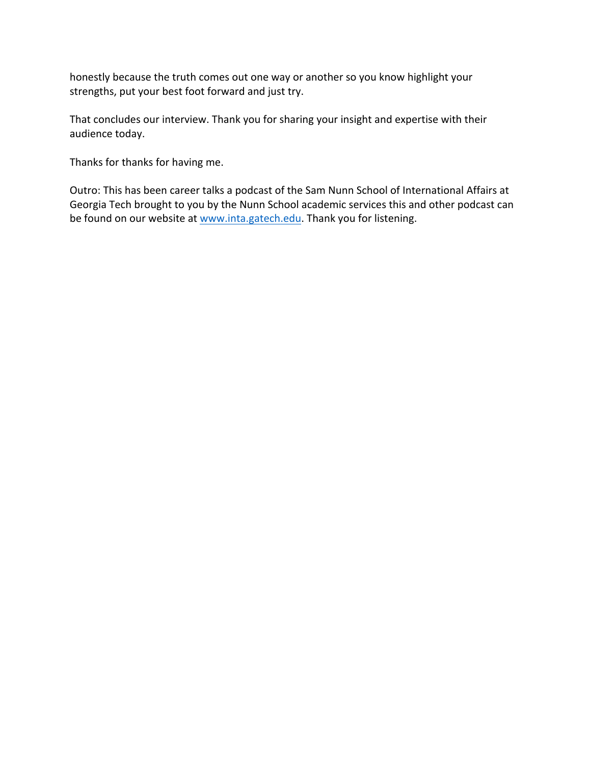honestly because the truth comes out one way or another so you know highlight your strengths, put your best foot forward and just try.

That concludes our interview. Thank you for sharing your insight and expertise with their audience today.

Thanks for thanks for having me.

Outro: This has been career talks a podcast of the Sam Nunn School of International Affairs at Georgia Tech brought to you by the Nunn School academic services this and other podcast can be found on our website at [www.inta.gatech.edu](http://www.inta.gatech.edu). Thank you for listening.